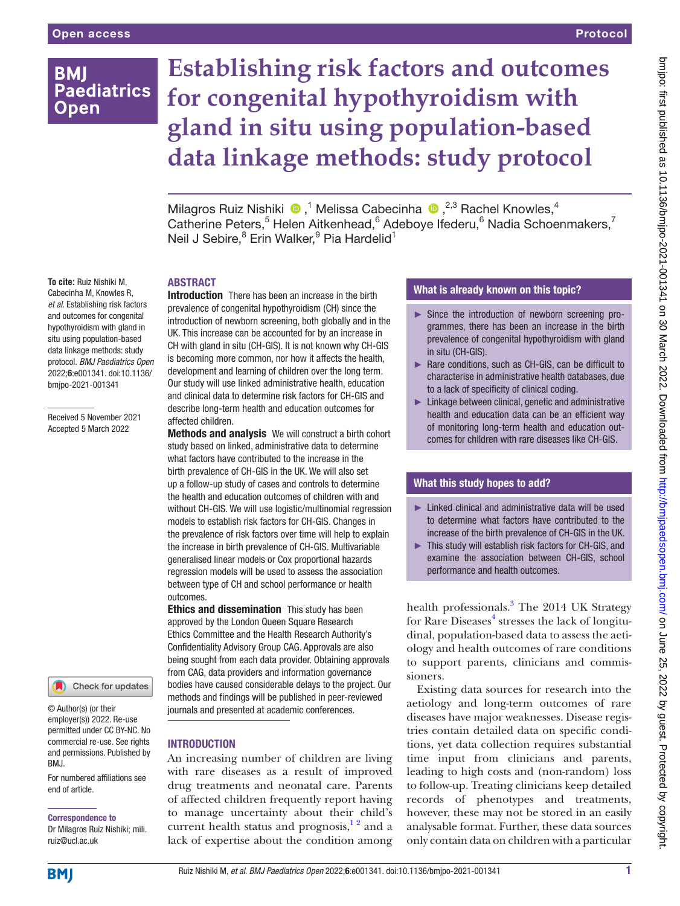# Establishing risk factors and outcomes for congenital hypothyroidism with gland in situ using population-based data linkage methods: study protocol

Milagros Ruiz Nishiki,[1] Melissa Cabecinha,[2,3] Rachel Knowles,[4] Catherine Peters,[5] Helen Aitkenhead,[6] Adeboye Ifederu,[6] Nadia Schoenmakers,[7] Neil J Sebire,[8] Erin Walker,[9] Pia Hardelid[1]

**To cite:** Ruiz Nishiki M, Cabecinha M, Knowles R, *et al*. Establishing risk factors and outcomes for congenital hypothyroidism with gland in situ using population-based data linkage methods: study protocol. *BMJ Paediatrics Open* 2022;**6**:e001341. doi:10.1136/bmjpo-2021-001341

Received 5 November 2021
Accepted 5 March 2022

## ABSTRACT

**Introduction** There has been an increase in the birth prevalence of congenital hypothyroidism (CH) since the introduction of newborn screening, both globally and in the UK. This increase can be accounted for by an increase in CH with gland in situ (CH-GIS). It is not known why CH-GIS is becoming more common, nor how it affects the health, development and learning of children over the long term. Our study will use linked administrative health, education and clinical data to determine risk factors for CH-GIS and describe long-term health and education outcomes for affected children.

**Methods and analysis** We will construct a birth cohort study based on linked, administrative data to determine what factors have contributed to the increase in the birth prevalence of CH-GIS in the UK. We will also set up a follow-up study of cases and controls to determine the health and education outcomes of children with and without CH-GIS. We will use logistic/multinomial regression models to establish risk factors for CH-GIS. Changes in the prevalence of risk factors over time will help to explain the increase in birth prevalence of CH-GIS. Multivariable generalised linear models or Cox proportional hazards regression models will be used to assess the association between type of CH and school performance or health outcomes.

**Ethics and dissemination** This study has been approved by the London Queen Square Research Ethics Committee and the Health Research Authority's Confidentiality Advisory Group CAG. Approvals are also being sought from each data provider. Obtaining approvals from CAG, data providers and information governance bodies have caused considerable delays to the project. Our methods and findings will be published in peer-reviewed journals and presented at academic conferences.

### What is already known on this topic?

- Since the introduction of newborn screening programmes, there has been an increase in the birth prevalence of congenital hypothyroidism with gland in situ (CH-GIS).
- Rare conditions, such as CH-GIS, can be difficult to characterise in administrative health databases, due to a lack of specificity of clinical coding.
- Linkage between clinical, genetic and administrative health and education data can be an efficient way of monitoring long-term health and education outcomes for children with rare diseases like CH-GIS.

### What this study hopes to add?

- Linked clinical and administrative data will be used to determine what factors have contributed to the increase of the birth prevalence of CH-GIS in the UK.
- This study will establish risk factors for CH-GIS, and examine the association between CH-GIS, school performance and health outcomes.

## INTRODUCTION

An increasing number of children are living with rare diseases as a result of improved drug treatments and neonatal care. Parents of affected children frequently report having to manage uncertainty about their child's current health status and prognosis,[1,2] and a lack of expertise about the condition among health professionals.[3] The 2014 UK Strategy for Rare Diseases[4] stresses the lack of longitudinal, population-based data to assess the aetiology and health outcomes of rare conditions to support parents, clinicians and commissioners.

Existing data sources for research into the aetiology and long-term outcomes of rare diseases have major weaknesses. Disease registries contain detailed data on specific conditions, yet data collection requires substantial time input from clinicians and parents, leading to high costs and (non-random) loss to follow-up. Treating clinicians keep detailed records of phenotypes and treatments, however, these may not be stored in an easily analysable format. Further, these data sources only contain data on children with a particular

© Author(s) (or their employer(s)) 2022. Re-use permitted under CC BY-NC. No commercial re-use. See rights and permissions. Published by BMJ.

For numbered affiliations see end of article.

**Correspondence to**
Dr Milagros Ruiz Nishiki; mili.ruiz@ucl.ac.uk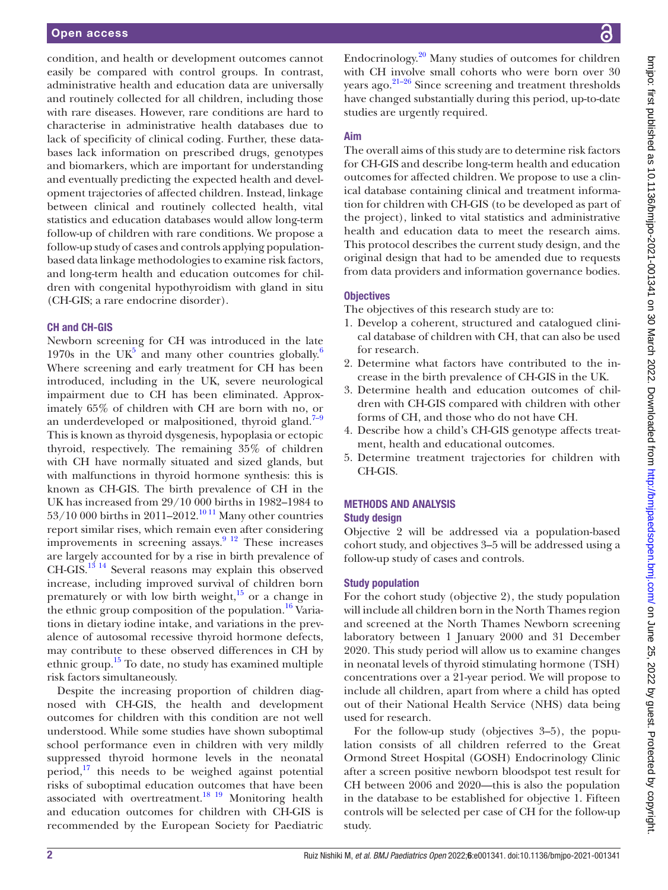condition, and health or development outcomes cannot easily be compared with control groups. In contrast, administrative health and education data are universally and routinely collected for all children, including those with rare diseases. However, rare conditions are hard to characterise in administrative health databases due to lack of specificity of clinical coding. Further, these databases lack information on prescribed drugs, genotypes and biomarkers, which are important for understanding and eventually predicting the expected health and development trajectories of affected children. Instead, linkage between clinical and routinely collected health, vital statistics and education databases would allow long-term follow-up of children with rare conditions. We propose a follow-up study of cases and controls applying population-based data linkage methodologies to examine risk factors, and long-term health and education outcomes for children with congenital hypothyroidism with gland in situ (CH-GIS; a rare endocrine disorder).

### CH and CH-GIS

Newborn screening for CH was introduced in the late 1970s in the UK[5] and many other countries globally.[6] Where screening and early treatment for CH has been introduced, including in the UK, severe neurological impairment due to CH has been eliminated. Approximately 65% of children with CH are born with no, or an underdeveloped or malpositioned, thyroid gland.[7–9] This is known as thyroid dysgenesis, hypoplasia or ectopic thyroid, respectively. The remaining 35% of children with CH have normally situated and sized glands, but with malfunctions in thyroid hormone synthesis: this is known as CH-GIS. The birth prevalence of CH in the UK has increased from 29/10 000 births in 1982–1984 to 53/10 000 births in 2011–2012.[10 11] Many other countries report similar rises, which remain even after considering improvements in screening assays.[9 12] These increases are largely accounted for by a rise in birth prevalence of CH-GIS.[13 14] Several reasons may explain this observed increase, including improved survival of children born prematurely or with low birth weight,[15] or a change in the ethnic group composition of the population.[16] Variations in dietary iodine intake, and variations in the prevalence of autosomal recessive thyroid hormone defects, may contribute to these observed differences in CH by ethnic group.[15] To date, no study has examined multiple risk factors simultaneously.

Despite the increasing proportion of children diagnosed with CH-GIS, the health and development outcomes for children with this condition are not well understood. While some studies have shown suboptimal school performance even in children with very mildly suppressed thyroid hormone levels in the neonatal period,[17] this needs to be weighed against potential risks of suboptimal education outcomes that have been associated with overtreatment.[18 19] Monitoring health and education outcomes for children with CH-GIS is recommended by the European Society for Paediatric Endocrinology.[20] Many studies of outcomes for children with CH involve small cohorts who were born over 30 years ago.[21–26] Since screening and treatment thresholds have changed substantially during this period, up-to-date studies are urgently required.

### Aim

The overall aims of this study are to determine risk factors for CH-GIS and describe long-term health and education outcomes for affected children. We propose to use a clinical database containing clinical and treatment information for children with CH-GIS (to be developed as part of the project), linked to vital statistics and administrative health and education data to meet the research aims. This protocol describes the current study design, and the original design that had to be amended due to requests from data providers and information governance bodies.

### Objectives

The objectives of this research study are to:

1. Develop a coherent, structured and catalogued clinical database of children with CH, that can also be used for research.
2. Determine what factors have contributed to the increase in the birth prevalence of CH-GIS in the UK.
3. Determine health and education outcomes of children with CH-GIS compared with children with other forms of CH, and those who do not have CH.
4. Describe how a child's CH-GIS genotype affects treatment, health and educational outcomes.
5. Determine treatment trajectories for children with CH-GIS.

## METHODS AND ANALYSIS

### Study design

Objective 2 will be addressed via a population-based cohort study, and objectives 3–5 will be addressed using a follow-up study of cases and controls.

### Study population

For the cohort study (objective 2), the study population will include all children born in the North Thames region and screened at the North Thames Newborn screening laboratory between 1 January 2000 and 31 December 2020. This study period will allow us to examine changes in neonatal levels of thyroid stimulating hormone (TSH) concentrations over a 21-year period. We will propose to include all children, apart from where a child has opted out of their National Health Service (NHS) data being used for research.

For the follow-up study (objectives 3–5), the population consists of all children referred to the Great Ormond Street Hospital (GOSH) Endocrinology Clinic after a screen positive newborn bloodspot test result for CH between 2006 and 2020—this is also the population in the database to be established for objective 1. Fifteen controls will be selected per case of CH for the follow-up study.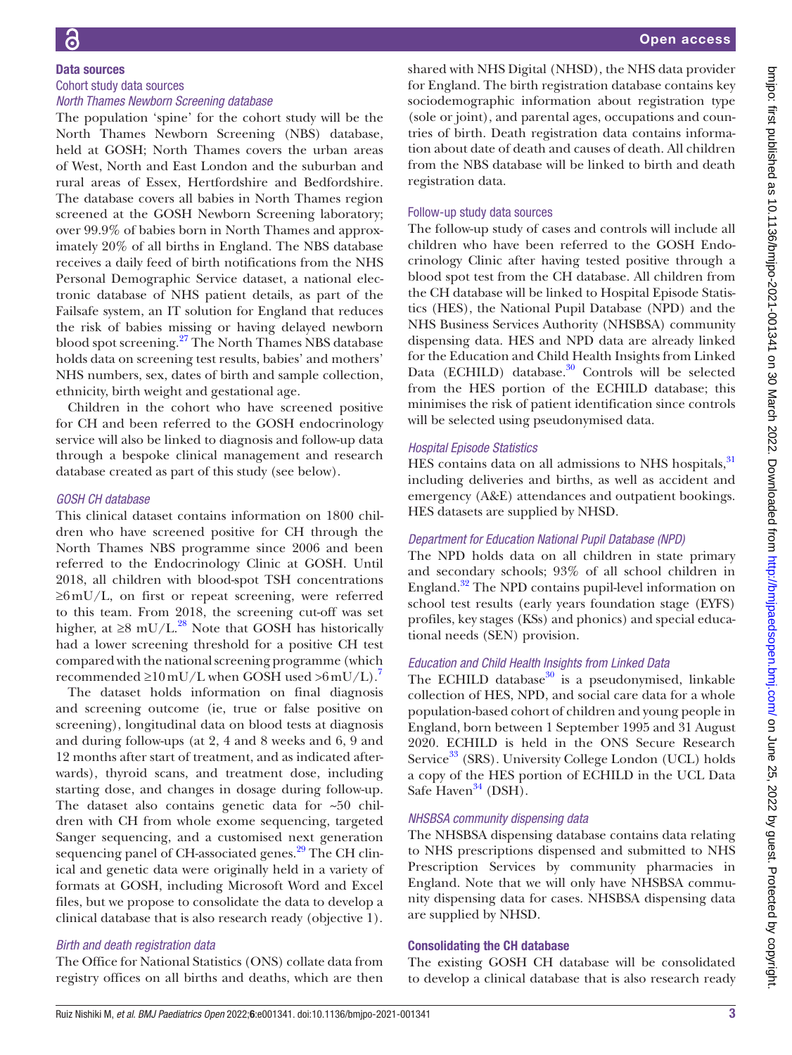## Data sources

### Cohort study data sources

#### North Thames Newborn Screening database

The population 'spine' for the cohort study will be the North Thames Newborn Screening (NBS) database, held at GOSH; North Thames covers the urban areas of West, North and East London and the suburban and rural areas of Essex, Hertfordshire and Bedfordshire. The database covers all babies in North Thames region screened at the GOSH Newborn Screening laboratory; over 99.9% of babies born in North Thames and approximately 20% of all births in England. The NBS database receives a daily feed of birth notifications from the NHS Personal Demographic Service dataset, a national electronic database of NHS patient details, as part of the Failsafe system, an IT solution for England that reduces the risk of babies missing or having delayed newborn blood spot screening.[27] The North Thames NBS database holds data on screening test results, babies' and mothers' NHS numbers, sex, dates of birth and sample collection, ethnicity, birth weight and gestational age.

Children in the cohort who have screened positive for CH and been referred to the GOSH endocrinology service will also be linked to diagnosis and follow-up data through a bespoke clinical management and research database created as part of this study (see below).

#### GOSH CH database

This clinical dataset contains information on 1800 children who have screened positive for CH through the North Thames NBS programme since 2006 and been referred to the Endocrinology Clinic at GOSH. Until 2018, all children with blood-spot TSH concentrations ≥6 mU/L, on first or repeat screening, were referred to this team. From 2018, the screening cut-off was set higher, at ≥8 mU/L.[28] Note that GOSH has historically had a lower screening threshold for a positive CH test compared with the national screening programme (which recommended ≥10 mU/L when GOSH used >6 mU/L).[7]

The dataset holds information on final diagnosis and screening outcome (ie, true or false positive on screening), longitudinal data on blood tests at diagnosis and during follow-ups (at 2, 4 and 8 weeks and 6, 9 and 12 months after start of treatment, and as indicated afterwards), thyroid scans, and treatment dose, including starting dose, and changes in dosage during follow-up. The dataset also contains genetic data for ~50 children with CH from whole exome sequencing, targeted Sanger sequencing, and a customised next generation sequencing panel of CH-associated genes.[29] The CH clinical and genetic data were originally held in a variety of formats at GOSH, including Microsoft Word and Excel files, but we propose to consolidate the data to develop a clinical database that is also research ready (objective 1).

#### Birth and death registration data

The Office for National Statistics (ONS) collate data from registry offices on all births and deaths, which are then shared with NHS Digital (NHSD), the NHS data provider for England. The birth registration database contains key sociodemographic information about registration type (sole or joint), and parental ages, occupations and countries of birth. Death registration data contains information about date of death and causes of death. All children from the NBS database will be linked to birth and death registration data.

### Follow-up study data sources

The follow-up study of cases and controls will include all children who have been referred to the GOSH Endocrinology Clinic after having tested positive through a blood spot test from the CH database. All children from the CH database will be linked to Hospital Episode Statistics (HES), the National Pupil Database (NPD) and the NHS Business Services Authority (NHSBSA) community dispensing data. HES and NPD data are already linked for the Education and Child Health Insights from Linked Data (ECHILD) database.[30] Controls will be selected from the HES portion of the ECHILD database; this minimises the risk of patient identification since controls will be selected using pseudonymised data.

#### Hospital Episode Statistics

HES contains data on all admissions to NHS hospitals,[31] including deliveries and births, as well as accident and emergency (A&E) attendances and outpatient bookings. HES datasets are supplied by NHSD.

#### Department for Education National Pupil Database (NPD)

The NPD holds data on all children in state primary and secondary schools; 93% of all school children in England.[32] The NPD contains pupil-level information on school test results (early years foundation stage (EYFS) profiles, key stages (KSs) and phonics) and special educational needs (SEN) provision.

#### Education and Child Health Insights from Linked Data

The ECHILD database[30] is a pseudonymised, linkable collection of HES, NPD, and social care data for a whole population-based cohort of children and young people in England, born between 1 September 1995 and 31 August 2020. ECHILD is held in the ONS Secure Research Service[33] (SRS). University College London (UCL) holds a copy of the HES portion of ECHILD in the UCL Data Safe Haven[34] (DSH).

#### NHSBSA community dispensing data

The NHSBSA dispensing database contains data relating to NHS prescriptions dispensed and submitted to NHS Prescription Services by community pharmacies in England. Note that we will only have NHSBSA community dispensing data for cases. NHSBSA dispensing data are supplied by NHSD.

## Consolidating the CH database

The existing GOSH CH database will be consolidated to develop a clinical database that is also research ready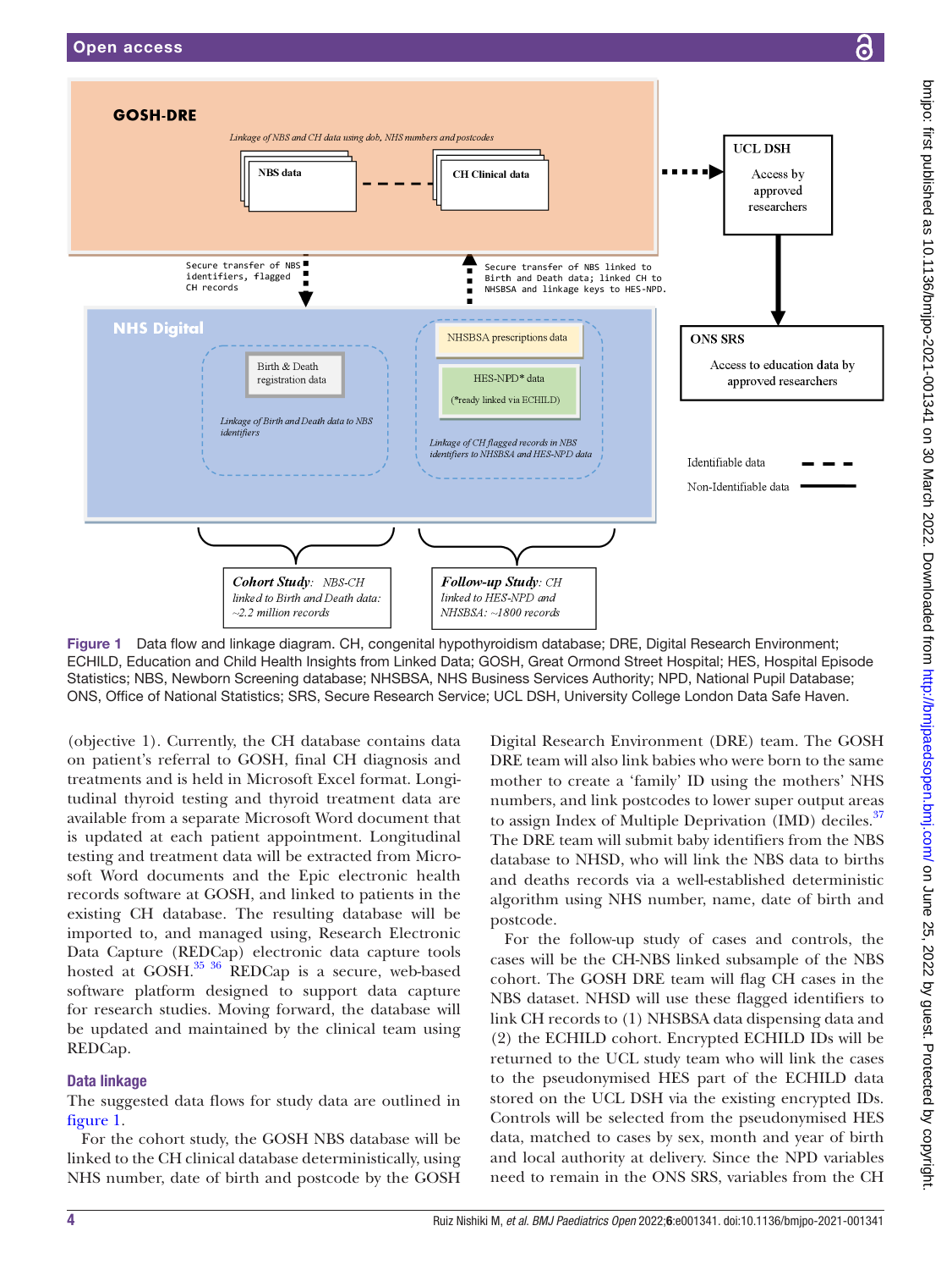GOSH-DRE

Linkage of NBS and CH data using dob, NHS numbers and postcodes

NBS data

CH Clinical data

UCL DSH

Access by approved researchers

Secure transfer of NBS identifiers, flagged CH records

Secure transfer of NBS linked to Birth and Death data; linked CH to NHSBSA and linkage keys to HES-NPD.

NHS Digital

NHSBSA prescriptions data

Birth & Death registration data

HES-NPD* data (*ready linked via ECHILD)

Linkage of Birth and Death data to NBS identifiers

Linkage of CH flagged records in NBS identifiers to NHSBSA and HES-NPD data

ONS SRS

Access to education data by approved researchers

Identifiable data

Non-Identifiable data

*Cohort Study*: NBS-CH linked to Birth and Death data: ~2.2 million records

*Follow-up Study*: CH linked to HES-NPD and NHSBSA: ~1800 records

**Figure 1** Data flow and linkage diagram. CH, congenital hypothyroidism database; DRE, Digital Research Environment; ECHILD, Education and Child Health Insights from Linked Data; GOSH, Great Ormond Street Hospital; HES, Hospital Episode Statistics; NBS, Newborn Screening database; NHSBSA, NHS Business Services Authority; NPD, National Pupil Database; ONS, Office of National Statistics; SRS, Secure Research Service; UCL DSH, University College London Data Safe Haven.

(objective 1). Currently, the CH database contains data on patient's referral to GOSH, final CH diagnosis and treatments and is held in Microsoft Excel format. Longitudinal thyroid testing and thyroid treatment data are available from a separate Microsoft Word document that is updated at each patient appointment. Longitudinal testing and treatment data will be extracted from Microsoft Word documents and the Epic electronic health records software at GOSH, and linked to patients in the existing CH database. The resulting database will be imported to, and managed using, Research Electronic Data Capture (REDCap) electronic data capture tools hosted at GOSH.[35 36] REDCap is a secure, web-based software platform designed to support data capture for research studies. Moving forward, the database will be updated and maintained by the clinical team using REDCap.

## Data linkage

The suggested data flows for study data are outlined in figure 1.

For the cohort study, the GOSH NBS database will be linked to the CH clinical database deterministically, using NHS number, date of birth and postcode by the GOSH Digital Research Environment (DRE) team. The GOSH DRE team will also link babies who were born to the same mother to create a 'family' ID using the mothers' NHS numbers, and link postcodes to lower super output areas to assign Index of Multiple Deprivation (IMD) deciles.[37] The DRE team will submit baby identifiers from the NBS database to NHSD, who will link the NBS data to births and deaths records via a well-established deterministic algorithm using NHS number, name, date of birth and postcode.

For the follow-up study of cases and controls, the cases will be the CH-NBS linked subsample of the NBS cohort. The GOSH DRE team will flag CH cases in the NBS dataset. NHSD will use these flagged identifiers to link CH records to (1) NHSBSA data dispensing data and (2) the ECHILD cohort. Encrypted ECHILD IDs will be returned to the UCL study team who will link the cases to the pseudonymised HES part of the ECHILD data stored on the UCL DSH via the existing encrypted IDs. Controls will be selected from the pseudonymised HES data, matched to cases by sex, month and year of birth and local authority at delivery. Since the NPD variables need to remain in the ONS SRS, variables from the CH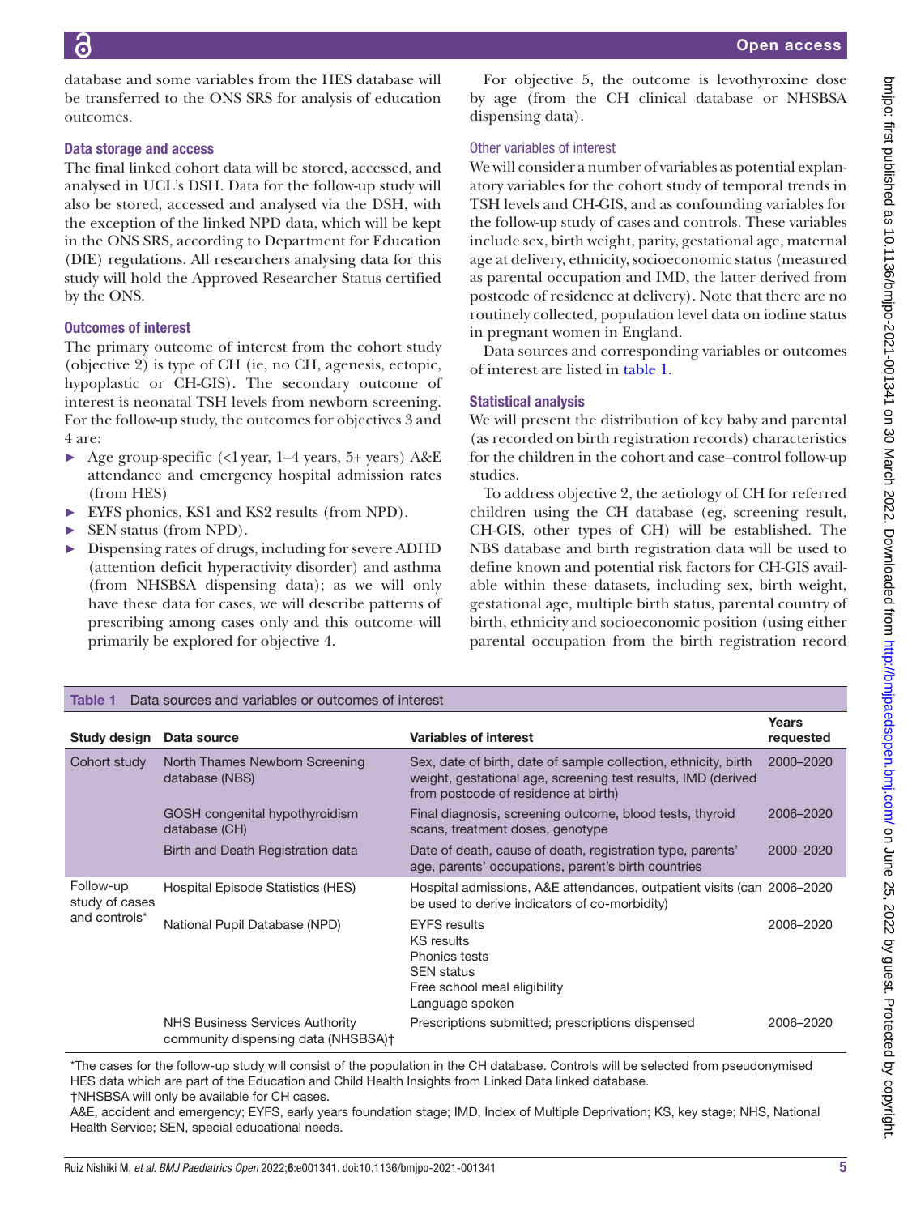database and some variables from the HES database will be transferred to the ONS SRS for analysis of education outcomes.

### Data storage and access

The final linked cohort data will be stored, accessed, and analysed in UCL's DSH. Data for the follow-up study will also be stored, accessed and analysed via the DSH, with the exception of the linked NPD data, which will be kept in the ONS SRS, according to Department for Education (DfE) regulations. All researchers analysing data for this study will hold the Approved Researcher Status certified by the ONS.

### Outcomes of interest

The primary outcome of interest from the cohort study (objective 2) is type of CH (ie, no CH, agenesis, ectopic, hypoplastic or CH-GIS). The secondary outcome of interest is neonatal TSH levels from newborn screening. For the follow-up study, the outcomes for objectives 3 and 4 are:

- Age group-specific (<1 year, 1–4 years, 5+ years) A&E attendance and emergency hospital admission rates (from HES)
- EYFS phonics, KS1 and KS2 results (from NPD).
- SEN status (from NPD).
- Dispensing rates of drugs, including for severe ADHD (attention deficit hyperactivity disorder) and asthma (from NHSBSA dispensing data); as we will only have these data for cases, we will describe patterns of prescribing among cases only and this outcome will primarily be explored for objective 4.

For objective 5, the outcome is levothyroxine dose by age (from the CH clinical database or NHSBSA dispensing data).

#### Other variables of interest

We will consider a number of variables as potential explanatory variables for the cohort study of temporal trends in TSH levels and CH-GIS, and as confounding variables for the follow-up study of cases and controls. These variables include sex, birth weight, parity, gestational age, maternal age at delivery, ethnicity, socioeconomic status (measured as parental occupation and IMD, the latter derived from postcode of residence at delivery). Note that there are no routinely collected, population level data on iodine status in pregnant women in England.

Data sources and corresponding variables or outcomes of interest are listed in table 1.

### Statistical analysis

We will present the distribution of key baby and parental (as recorded on birth registration records) characteristics for the children in the cohort and case–control follow-up studies.

To address objective 2, the aetiology of CH for referred children using the CH database (eg, screening result, CH-GIS, other types of CH) will be established. The NBS database and birth registration data will be used to define known and potential risk factors for CH-GIS available within these datasets, including sex, birth weight, gestational age, multiple birth status, parental country of birth, ethnicity and socioeconomic position (using either parental occupation from the birth registration record

Table 1 Data sources and variables or outcomes of interest

| Study design | Data source | Variables of interest | Years requested |
|---|---|---|---|
| Cohort study | North Thames Newborn Screening database (NBS) | Sex, date of birth, date of sample collection, ethnicity, birth weight, gestational age, screening test results, IMD (derived from postcode of residence at birth) | 2000–2020 |
| | GOSH congenital hypothyroidism database (CH) | Final diagnosis, screening outcome, blood tests, thyroid scans, treatment doses, genotype | 2006–2020 |
| | Birth and Death Registration data | Date of death, cause of death, registration type, parents' age, parents' occupations, parent's birth countries | 2000–2020 |
| Follow-up study of cases and controls* | Hospital Episode Statistics (HES) | Hospital admissions, A&E attendances, outpatient visits (can be used to derive indicators of co-morbidity) | 2006–2020 |
| | National Pupil Database (NPD) | EYFS results<br>KS results<br>Phonics tests<br>SEN status<br>Free school meal eligibility<br>Language spoken | 2006–2020 |
| | NHS Business Services Authority community dispensing data (NHSBSA)† | Prescriptions submitted; prescriptions dispensed | 2006–2020 |

*The cases for the follow-up study will consist of the population in the CH database. Controls will be selected from pseudonymised HES data which are part of the Education and Child Health Insights from Linked Data linked database.
†NHSBSA will only be available for CH cases.
A&E, accident and emergency; EYFS, early years foundation stage; IMD, Index of Multiple Deprivation; KS, key stage; NHS, National Health Service; SEN, special educational needs.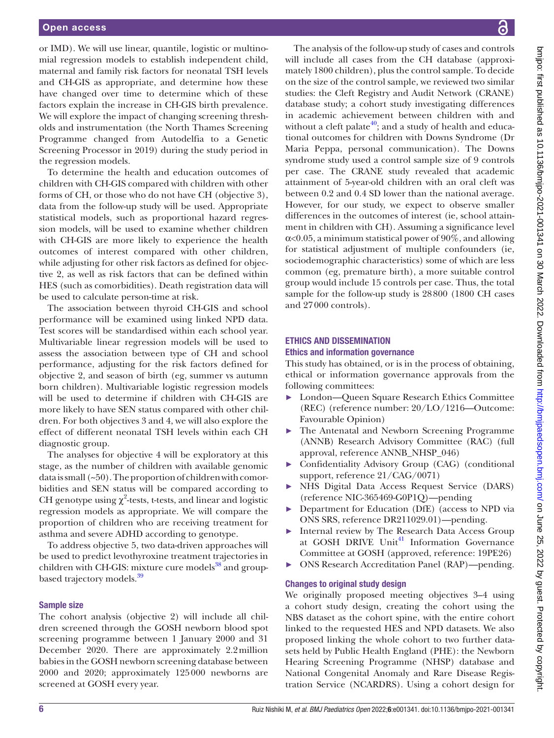or IMD). We will use linear, quantile, logistic or multinomial regression models to establish independent child, maternal and family risk factors for neonatal TSH levels and CH-GIS as appropriate, and determine how these have changed over time to determine which of these factors explain the increase in CH-GIS birth prevalence. We will explore the impact of changing screening thresholds and instrumentation (the North Thames Screening Programme changed from Autodelfia to a Genetic Screening Processor in 2019) during the study period in the regression models.

To determine the health and education outcomes of children with CH-GIS compared with children with other forms of CH, or those who do not have CH (objective 3), data from the follow-up study will be used. Appropriate statistical models, such as proportional hazard regression models, will be used to examine whether children with CH-GIS are more likely to experience the health outcomes of interest compared with other children, while adjusting for other risk factors as defined for objective 2, as well as risk factors that can be defined within HES (such as comorbidities). Death registration data will be used to calculate person-time at risk.

The association between thyroid CH-GIS and school performance will be examined using linked NPD data. Test scores will be standardised within each school year. Multivariable linear regression models will be used to assess the association between type of CH and school performance, adjusting for the risk factors defined for objective 2, and season of birth (eg, summer vs autumn born children). Multivariable logistic regression models will be used to determine if children with CH-GIS are more likely to have SEN status compared with other children. For both objectives 3 and 4, we will also explore the effect of different neonatal TSH levels within each CH diagnostic group.

The analyses for objective 4 will be exploratory at this stage, as the number of children with available genomic data is small (~50). The proportion of children with comorbidities and SEN status will be compared according to CH genotype using $\chi^2$-tests, t-tests, and linear and logistic regression models as appropriate. We will compare the proportion of children who are receiving treatment for asthma and severe ADHD according to genotype.

To address objective 5, two data-driven approaches will be used to predict levothyroxine treatment trajectories in children with CH-GIS: mixture cure models[38] and group-based trajectory models.[39]

### Sample size

The cohort analysis (objective 2) will include all children screened through the GOSH newborn blood spot screening programme between 1 January 2000 and 31 December 2020. There are approximately 2.2 million babies in the GOSH newborn screening database between 2000 and 2020; approximately 125 000 newborns are screened at GOSH every year.

The analysis of the follow-up study of cases and controls will include all cases from the CH database (approximately 1800 children), plus the control sample. To decide on the size of the control sample, we reviewed two similar studies: the Cleft Registry and Audit Network (CRANE) database study; a cohort study investigating differences in academic achievement between children with and without a cleft palate[40]; and a study of health and educational outcomes for children with Downs Syndrome (Dr Maria Peppa, personal communication). The Downs syndrome study used a control sample size of 9 controls per case. The CRANE study revealed that academic attainment of 5-year-old children with an oral cleft was between 0.2 and 0.4 SD lower than the national average. However, for our study, we expect to observe smaller differences in the outcomes of interest (ie, school attainment in children with CH). Assuming a significance level $\alpha<0.05$, a minimum statistical power of 90%, and allowing for statistical adjustment of multiple confounders (ie, sociodemographic characteristics) some of which are less common (eg, premature birth), a more suitable control group would include 15 controls per case. Thus, the total sample for the follow-up study is 28 800 (1800 CH cases and 27 000 controls).

## ETHICS AND DISSEMINATION

### Ethics and information governance

This study has obtained, or is in the process of obtaining, ethical or information governance approvals from the following committees:

- London—Queen Square Research Ethics Committee (REC) (reference number: 20/LO/1216—Outcome: Favourable Opinion)
- The Antenatal and Newborn Screening Programme (ANNB) Research Advisory Committee (RAC) (full approval, reference ANNB_NHSP_046)
- Confidentiality Advisory Group (CAG) (conditional support, reference 21/CAG/0071)
- NHS Digital Data Access Request Service (DARS) (reference NIC-365469-G0P1Q)—pending
- Department for Education (DfE) (access to NPD via ONS SRS, reference DR211029.01)—pending.
- Internal review by The Research Data Access Group at GOSH DRIVE Unit[41] Information Governance Committee at GOSH (approved, reference: 19PE26)
- ONS Research Accreditation Panel (RAP)—pending.

### Changes to original study design

We originally proposed meeting objectives 3–4 using a cohort study design, creating the cohort using the NBS dataset as the cohort spine, with the entire cohort linked to the requested HES and NPD datasets. We also proposed linking the whole cohort to two further datasets held by Public Health England (PHE): the Newborn Hearing Screening Programme (NHSP) database and National Congenital Anomaly and Rare Disease Registration Service (NCARDRS). Using a cohort design for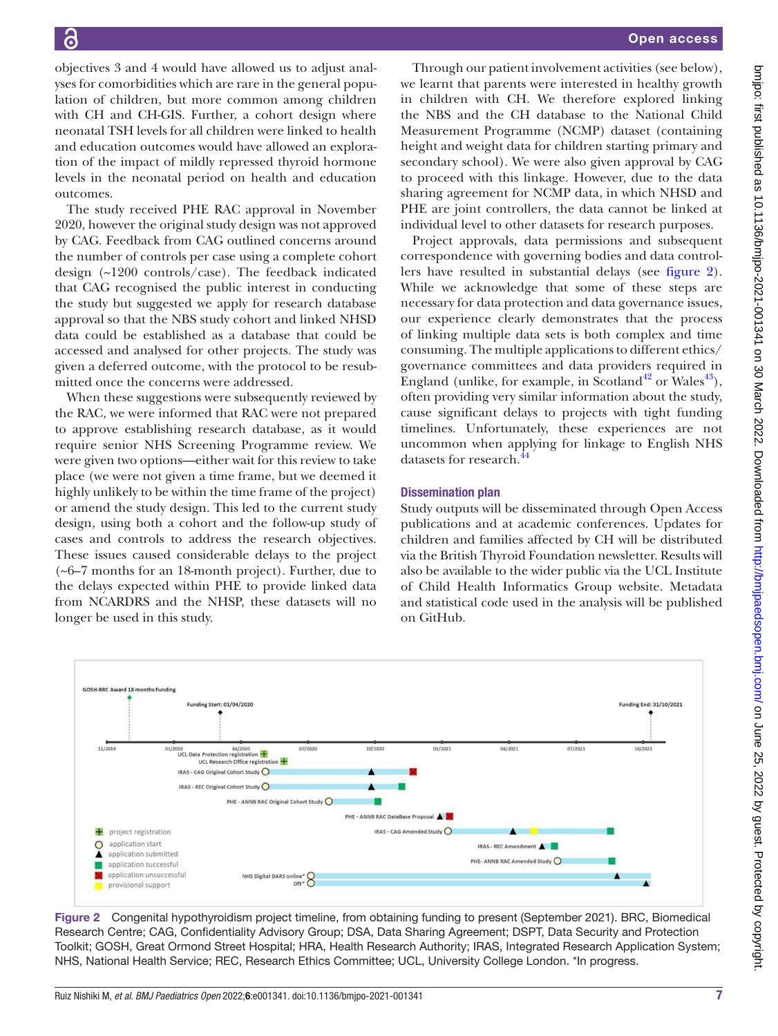objectives 3 and 4 would have allowed us to adjust analyses for comorbidities which are rare in the general population of children, but more common among children with CH and CH-GIS. Further, a cohort design where neonatal TSH levels for all children were linked to health and education outcomes would have allowed an exploration of the impact of mildly repressed thyroid hormone levels in the neonatal period on health and education outcomes.

The study received PHE RAC approval in November 2020, however the original study design was not approved by CAG. Feedback from CAG outlined concerns around the number of controls per case using a complete cohort design (~1200 controls/case). The feedback indicated that CAG recognised the public interest in conducting the study but suggested we apply for research database approval so that the NBS study cohort and linked NHSD data could be established as a database that could be accessed and analysed for other projects. The study was given a deferred outcome, with the protocol to be resubmitted once the concerns were addressed.

When these suggestions were subsequently reviewed by the RAC, we were informed that RAC were not prepared to approve establishing research database, as it would require senior NHS Screening Programme review. We were given two options—either wait for this review to take place (we were not given a time frame, but we deemed it highly unlikely to be within the time frame of the project) or amend the study design. This led to the current study design, using both a cohort and the follow-up study of cases and controls to address the research objectives. These issues caused considerable delays to the project (~6–7 months for an 18-month project). Further, due to the delays expected within PHE to provide linked data from NCARDRS and the NHSP, these datasets will no longer be used in this study.

Through our patient involvement activities (see below), we learnt that parents were interested in healthy growth in children with CH. We therefore explored linking the NBS and the CH database to the National Child Measurement Programme (NCMP) dataset (containing height and weight data for children starting primary and secondary school). We were also given approval by CAG to proceed with this linkage. However, due to the data sharing agreement for NCMP data, in which NHSD and PHE are joint controllers, the data cannot be linked at individual level to other datasets for research purposes.

Project approvals, data permissions and subsequent correspondence with governing bodies and data controllers have resulted in substantial delays (see figure 2). While we acknowledge that some of these steps are necessary for data protection and data governance issues, our experience clearly demonstrates that the process of linking multiple data sets is both complex and time consuming. The multiple applications to different ethics/governance committees and data providers required in England (unlike, for example, in Scotland[42] or Wales[43]), often providing very similar information about the study, cause significant delays to projects with tight funding timelines. Unfortunately, these experiences are not uncommon when applying for linkage to English NHS datasets for research.[44]

## Dissemination plan

Study outputs will be disseminated through Open Access publications and at academic conferences. Updates for children and families affected by CH will be distributed via the British Thyroid Foundation newsletter. Results will also be available to the wider public via the UCL Institute of Child Health Informatics Group website. Metadata and statistical code used in the analysis will be published on GitHub.

Figure 2 Congenital hypothyroidism project timeline, from obtaining funding to present (September 2021). BRC, Biomedical Research Centre; CAG, Confidentiality Advisory Group; DSA, Data Sharing Agreement; DSPT, Data Security and Protection Toolkit; GOSH, Great Ormond Street Hospital; HRA, Health Research Authority; IRAS, Integrated Research Application System; NHS, National Health Service; REC, Research Ethics Committee; UCL, University College London. *In progress.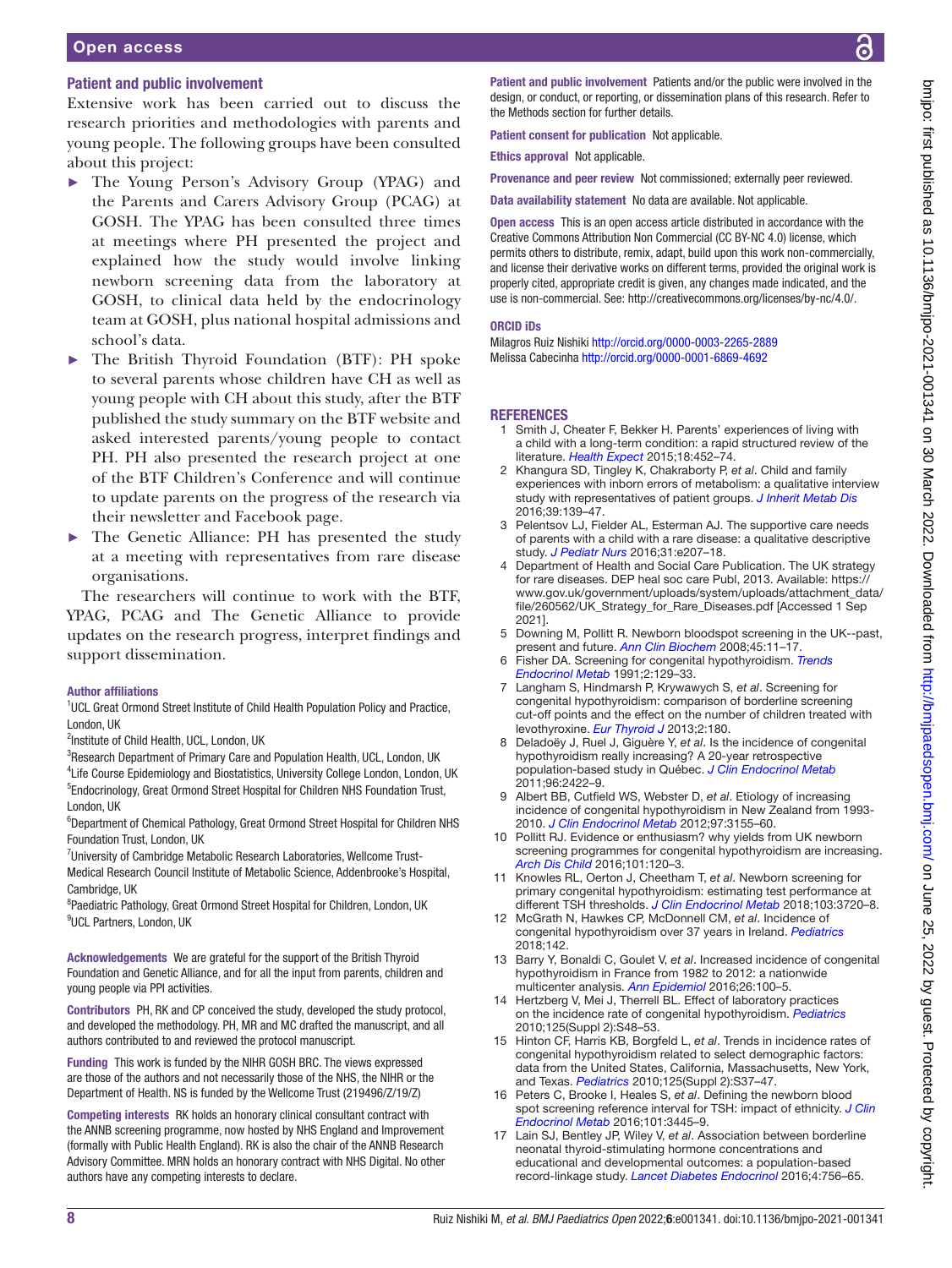## Patient and public involvement

Extensive work has been carried out to discuss the research priorities and methodologies with parents and young people. The following groups have been consulted about this project:

- The Young Person's Advisory Group (YPAG) and the Parents and Carers Advisory Group (PCAG) at GOSH. The YPAG has been consulted three times at meetings where PH presented the project and explained how the study would involve linking newborn screening data from the laboratory at GOSH, to clinical data held by the endocrinology team at GOSH, plus national hospital admissions and school's data.
- The British Thyroid Foundation (BTF): PH spoke to several parents whose children have CH as well as young people with CH about this study, after the BTF published the study summary on the BTF website and asked interested parents/young people to contact PH. PH also presented the research project at one of the BTF Children's Conference and will continue to update parents on the progress of the research via their newsletter and Facebook page.
- The Genetic Alliance: PH has presented the study at a meeting with representatives from rare disease organisations.

The researchers will continue to work with the BTF, YPAG, PCAG and The Genetic Alliance to provide updates on the research progress, interpret findings and support dissemination.

**Author affiliations**

[1]UCL Great Ormond Street Institute of Child Health Population Policy and Practice, London, UK
[2]Institute of Child Health, UCL, London, UK
[3]Research Department of Primary Care and Population Health, UCL, London, UK
[4]Life Course Epidemiology and Biostatistics, University College London, London, UK
[5]Endocrinology, Great Ormond Street Hospital for Children NHS Foundation Trust, London, UK
[6]Department of Chemical Pathology, Great Ormond Street Hospital for Children NHS Foundation Trust, London, UK
[7]University of Cambridge Metabolic Research Laboratories, Wellcome Trust-Medical Research Council Institute of Metabolic Science, Addenbrooke's Hospital, Cambridge, UK
[8]Paediatric Pathology, Great Ormond Street Hospital for Children, London, UK
[9]UCL Partners, London, UK

**Acknowledgements** We are grateful for the support of the British Thyroid Foundation and Genetic Alliance, and for all the input from parents, children and young people via PPI activities.

**Contributors** PH, RK and CP conceived the study, developed the study protocol, and developed the methodology. PH, MR and MC drafted the manuscript, and all authors contributed to and reviewed the protocol manuscript.

**Funding** This work is funded by the NIHR GOSH BRC. The views expressed are those of the authors and not necessarily those of the NHS, the NIHR or the Department of Health. NS is funded by the Wellcome Trust (219496/Z/19/Z)

**Competing interests** RK holds an honorary clinical consultant contract with the ANNB screening programme, now hosted by NHS England and Improvement (formally with Public Health England). RK is also the chair of the ANNB Research Advisory Committee. MRN holds an honorary contract with NHS Digital. No other authors have any competing interests to declare.

**Patient and public involvement** Patients and/or the public were involved in the design, or conduct, or reporting, or dissemination plans of this research. Refer to the Methods section for further details.

**Patient consent for publication** Not applicable.

**Ethics approval** Not applicable.

**Provenance and peer review** Not commissioned; externally peer reviewed.

**Data availability statement** No data are available. Not applicable.

**Open access** This is an open access article distributed in accordance with the Creative Commons Attribution Non Commercial (CC BY-NC 4.0) license, which permits others to distribute, remix, adapt, build upon this work non-commercially, and license their derivative works on different terms, provided the original work is properly cited, appropriate credit is given, any changes made indicated, and the use is non-commercial. See: http://creativecommons.org/licenses/by-nc/4.0/.

**ORCID iDs**

Milagros Ruiz Nishiki http://orcid.org/0000-0003-2265-2889
Melissa Cabecinha http://orcid.org/0000-0001-6869-4692

## REFERENCES

1. Smith J, Cheater F, Bekker H. Parents' experiences of living with a child with a long-term condition: a rapid structured review of the literature. *Health Expect* 2015;18:452–74.
2. Khangura SD, Tingley K, Chakraborty P, *et al*. Child and family experiences with inborn errors of metabolism: a qualitative interview study with representatives of patient groups. *J Inherit Metab Dis* 2016;39:139–47.
3. Pelentsov LJ, Fielder AL, Esterman AJ. The supportive care needs of parents with a child with a rare disease: a qualitative descriptive study. *J Pediatr Nurs* 2016;31:e207–18.
4. Department of Health and Social Care Publication. The UK strategy for rare diseases. DEP heal soc care Publ, 2013. Available: https://www.gov.uk/government/uploads/system/uploads/attachment_data/file/260562/UK_Strategy_for_Rare_Diseases.pdf [Accessed 1 Sep 2021].
5. Downing M, Pollitt R. Newborn bloodspot screening in the UK--past, present and future. *Ann Clin Biochem* 2008;45:11–17.
6. Fisher DA. Screening for congenital hypothyroidism. *Trends Endocrinol Metab* 1991;2:129–33.
7. Langham S, Hindmarsh P, Krywawych S, *et al*. Screening for congenital hypothyroidism: comparison of borderline screening cut-off points and the effect on the number of children treated with levothyroxine. *Eur Thyroid J* 2013;2:180.
8. Deladoëy J, Ruel J, Giguère Y, *et al*. Is the incidence of congenital hypothyroidism really increasing? A 20-year retrospective population-based study in Québec. *J Clin Endocrinol Metab* 2011;96:2422–9.
9. Albert BB, Cutfield WS, Webster D, *et al*. Etiology of increasing incidence of congenital hypothyroidism in New Zealand from 1993-2010. *J Clin Endocrinol Metab* 2012;97:3155–60.
10. Pollitt RJ. Evidence or enthusiasm? why yields from UK newborn screening programmes for congenital hypothyroidism are increasing. *Arch Dis Child* 2016;101:120–3.
11. Knowles RL, Oerton J, Cheetham T, *et al*. Newborn screening for primary congenital hypothyroidism: estimating test performance at different TSH thresholds. *J Clin Endocrinol Metab* 2018;103:3720–8.
12. McGrath N, Hawkes CP, McDonnell CM, *et al*. Incidence of congenital hypothyroidism over 37 years in Ireland. *Pediatrics* 2018;142.
13. Barry Y, Bonaldi C, Goulet V, *et al*. Increased incidence of congenital hypothyroidism in France from 1982 to 2012: a nationwide multicenter analysis. *Ann Epidemiol* 2016;26:100–5.
14. Hertzberg V, Mei J, Therrell BL. Effect of laboratory practices on the incidence rate of congenital hypothyroidism. *Pediatrics* 2010;125(Suppl 2):S48–53.
15. Hinton CF, Harris KB, Borgfeld L, *et al*. Trends in incidence rates of congenital hypothyroidism related to select demographic factors: data from the United States, California, Massachusetts, New York, and Texas. *Pediatrics* 2010;125(Suppl 2):S37–47.
16. Peters C, Brooke I, Heales S, *et al*. Defining the newborn blood spot screening reference interval for TSH: impact of ethnicity. *J Clin Endocrinol Metab* 2016;101:3445–9.
17. Lain SJ, Bentley JP, Wiley V, *et al*. Association between borderline neonatal thyroid-stimulating hormone concentrations and educational and developmental outcomes: a population-based record-linkage study. *Lancet Diabetes Endocrinol* 2016;4:756–65.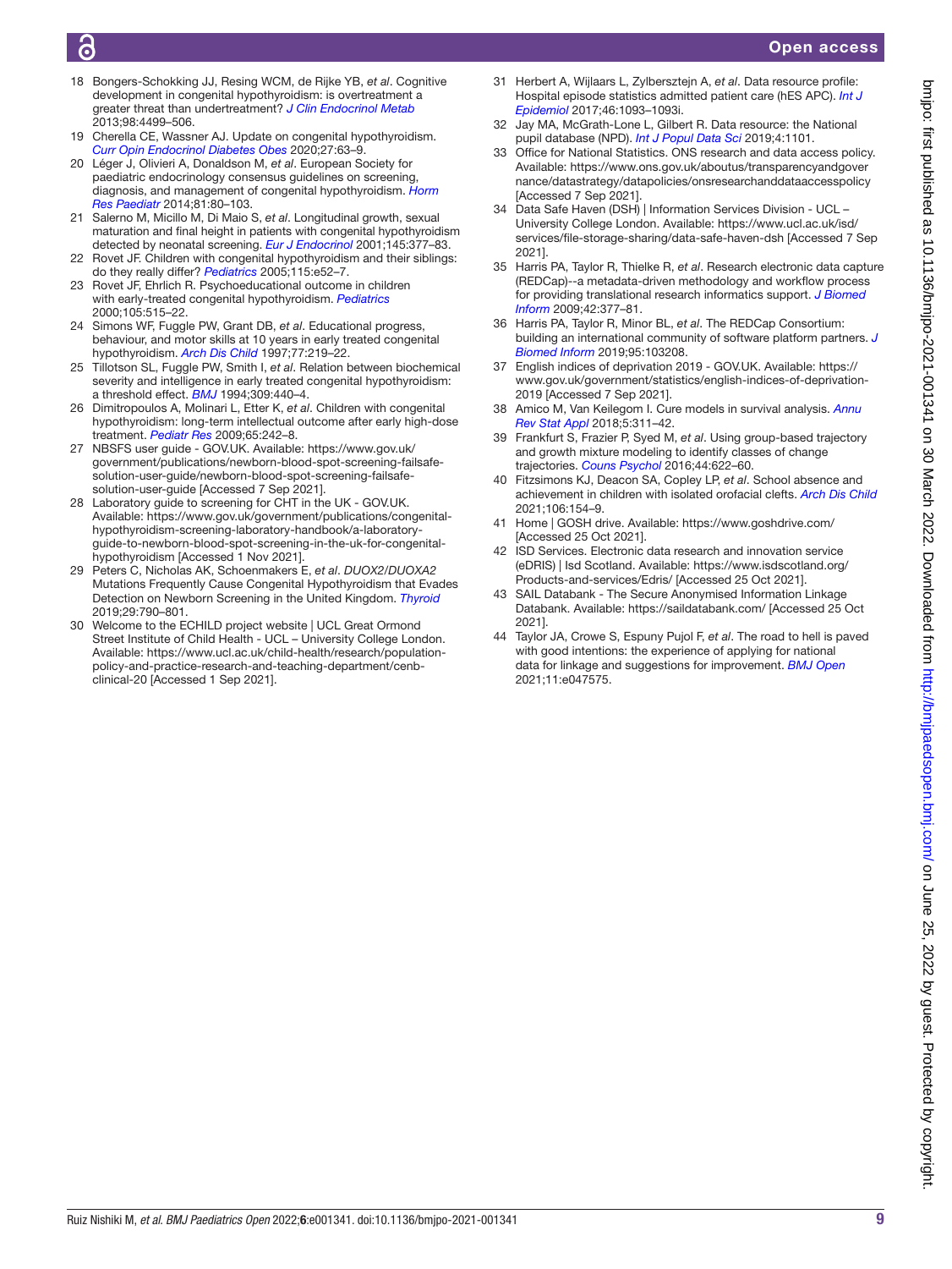18 Bongers-Schokking JJ, Resing WCM, de Rijke YB, *et al*. Cognitive development in congenital hypothyroidism: is overtreatment a greater threat than undertreatment? *J Clin Endocrinol Metab* 2013;98:4499–506.
19 Cherella CE, Wassner AJ. Update on congenital hypothyroidism. *Curr Opin Endocrinol Diabetes Obes* 2020;27:63–9.
20 Léger J, Olivieri A, Donaldson M, *et al*. European Society for paediatric endocrinology consensus guidelines on screening, diagnosis, and management of congenital hypothyroidism. *Horm Res Paediatr* 2014;81:80–103.
21 Salerno M, Micillo M, Di Maio S, *et al*. Longitudinal growth, sexual maturation and final height in patients with congenital hypothyroidism detected by neonatal screening. *Eur J Endocrinol* 2001;145:377–83.
22 Rovet JF. Children with congenital hypothyroidism and their siblings: do they really differ? *Pediatrics* 2005;115:e52–7.
23 Rovet JF, Ehrlich R. Psychoeducational outcome in children with early-treated congenital hypothyroidism. *Pediatrics* 2000;105:515–22.
24 Simons WF, Fuggle PW, Grant DB, *et al*. Educational progress, behaviour, and motor skills at 10 years in early treated congenital hypothyroidism. *Arch Dis Child* 1997;77:219–22.
25 Tillotson SL, Fuggle PW, Smith I, *et al*. Relation between biochemical severity and intelligence in early treated congenital hypothyroidism: a threshold effect. *BMJ* 1994;309:440–4.
26 Dimitropoulos A, Molinari L, Etter K, *et al*. Children with congenital hypothyroidism: long-term intellectual outcome after early high-dose treatment. *Pediatr Res* 2009;65:242–8.
27 NBSFS user guide - GOV.UK. Available: https://www.gov.uk/government/publications/newborn-blood-spot-screening-failsafe-solution-user-guide/newborn-blood-spot-screening-failsafe-solution-user-guide [Accessed 7 Sep 2021].
28 Laboratory guide to screening for CHT in the UK - GOV.UK. Available: https://www.gov.uk/government/publications/congenital-hypothyroidism-screening-laboratory-handbook/a-laboratory-guide-to-newborn-blood-spot-screening-in-the-uk-for-congenital-hypothyroidism [Accessed 1 Nov 2021].
29 Peters C, Nicholas AK, Schoenmakers E, *et al*. *DUOX2/DUOXA2* Mutations Frequently Cause Congenital Hypothyroidism that Evades Detection on Newborn Screening in the United Kingdom. *Thyroid* 2019;29:790–801.
30 Welcome to the ECHILD project website | UCL Great Ormond Street Institute of Child Health - UCL – University College London. Available: https://www.ucl.ac.uk/child-health/research/population-policy-and-practice-research-and-teaching-department/cenb-clinical-20 [Accessed 1 Sep 2021].
31 Herbert A, Wijlaars L, Zylbersztejn A, *et al*. Data resource profile: Hospital episode statistics admitted patient care (hES APC). *Int J Epidemiol* 2017;46:1093–1093i.
32 Jay MA, McGrath-Lone L, Gilbert R. Data resource: the National pupil database (NPD). *Int J Popul Data Sci* 2019;4:1101.
33 Office for National Statistics. ONS research and data access policy. Available: https://www.ons.gov.uk/aboutus/transparencyandgovernance/datastrategy/datapolicies/onsresearchanddataaccesspolicy [Accessed 7 Sep 2021].
34 Data Safe Haven (DSH) | Information Services Division - UCL – University College London. Available: https://www.ucl.ac.uk/isd/services/file-storage-sharing/data-safe-haven-dsh [Accessed 7 Sep 2021].
35 Harris PA, Taylor R, Thielke R, *et al*. Research electronic data capture (REDCap)--a metadata-driven methodology and workflow process for providing translational research informatics support. *J Biomed Inform* 2009;42:377–81.
36 Harris PA, Taylor R, Minor BL, *et al*. The REDCap Consortium: building an international community of software platform partners. *J Biomed Inform* 2019;95:103208.
37 English indices of deprivation 2019 - GOV.UK. Available: https://www.gov.uk/government/statistics/english-indices-of-deprivation-2019 [Accessed 7 Sep 2021].
38 Amico M, Van Keilegom I. Cure models in survival analysis. *Annu Rev Stat Appl* 2018;5:311–42.
39 Frankfurt S, Frazier P, Syed M, *et al*. Using group-based trajectory and growth mixture modeling to identify classes of change trajectories. *Couns Psychol* 2016;44:622–60.
40 Fitzsimons KJ, Deacon SA, Copley LP, *et al*. School absence and achievement in children with isolated orofacial clefts. *Arch Dis Child* 2021;106:154–9.
41 Home | GOSH drive. Available: https://www.goshdrive.com/ [Accessed 25 Oct 2021].
42 ISD Services. Electronic data research and innovation service (eDRIS) | Isd Scotland. Available: https://www.isdscotland.org/Products-and-services/Edris/ [Accessed 25 Oct 2021].
43 SAIL Databank - The Secure Anonymised Information Linkage Databank. Available: https://saildatabank.com/ [Accessed 25 Oct 2021].
44 Taylor JA, Crowe S, Espuny Pujol F, *et al*. The road to hell is paved with good intentions: the experience of applying for national data for linkage and suggestions for improvement. *BMJ Open* 2021;11:e047575.